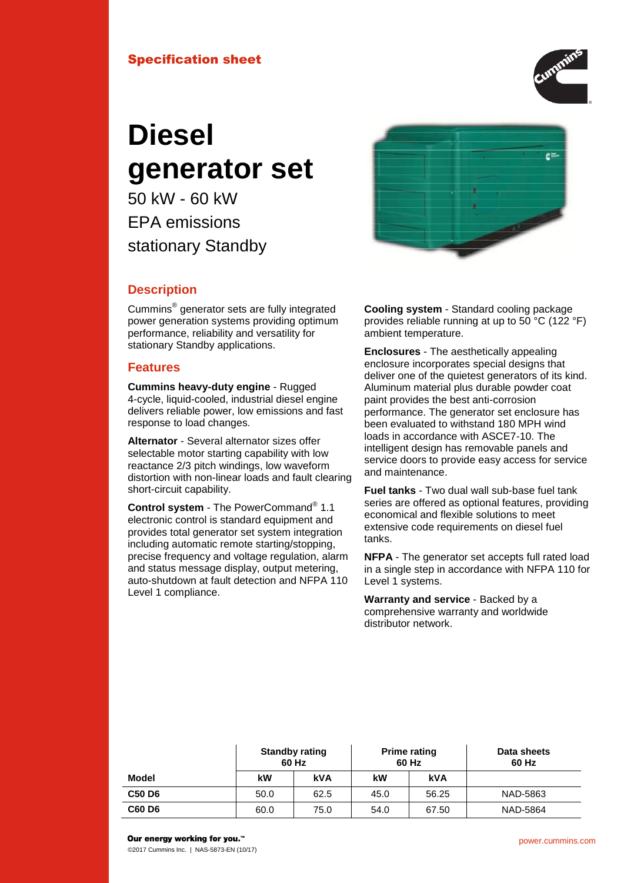Specification sheet

# Diesel generator set

50 kW - 60 kW

EPA emissions

stationary Standby

## Description

Cummins® generator sets are fully integrated power generation systems providing optimum performance, reliability and versatility for stationary Standby applications.

## Features

**Cummins heavy-duty engine** - Rugged 4-cycle, liquid-cooled, industrial diesel engine delivers reliable power, low emissions and fast response to load changes.

**Alternator** - Several alternator sizes offer selectable motor starting capability with low reactance 2/3 pitch windings, low waveform distortion with non-linear loads and fault clearing short-circuit capability.

**Control system** - The PowerCommand® 1.1 electronic control is standard equipment and provides total generator set system integration including automatic remote starting/stopping, precise frequency and voltage regulation, alarm and status message display, output metering, auto-shutdown at fault detection and NFPA 110 Level 1 compliance.

**Cooling system** - Standard cooling package provides reliable running at up to 50 °C (122 °F) ambient temperature.

**Enclosures** - The aesthetically appealing enclosure incorporates special designs that deliver one of the quietest generators of its kind. Aluminum material plus durable powder coat paint provides the best anti-corrosion performance. The generator set enclosure has been evaluated to withstand 180 MPH wind loads in accordance with ASCE7-10. The intelligent design has removable panels and service doors to provide easy access for service and maintenance.

**Fuel tanks** - Two dual wall sub-base fuel tank series are offered as optional features, providing economical and flexible solutions to meet extensive code requirements on diesel fuel tanks.

**NFPA** - The generator set accepts full rated load in a single step in accordance with NFPA 110 for Level 1 systems.

**Warranty and service** - Backed by a comprehensive warranty and worldwide distributor network.

| | Standby rating 60 Hz | | Prime rating 60 Hz | | Data sheets 60 Hz |
|---|---|---|---|---|---|
| **Model** | **kW** | **kVA** | **kW** | **kVA** | |
| **C50 D6** | 50.0 | 62.5 | 45.0 | 56.25 | NAD-5863 |
| **C60 D6** | 60.0 | 75.0 | 54.0 | 67.50 | NAD-5864 |

**Our energy working for you.™**

©2017 Cummins Inc. | NAS-5873-EN (10/17)

power.cummins.com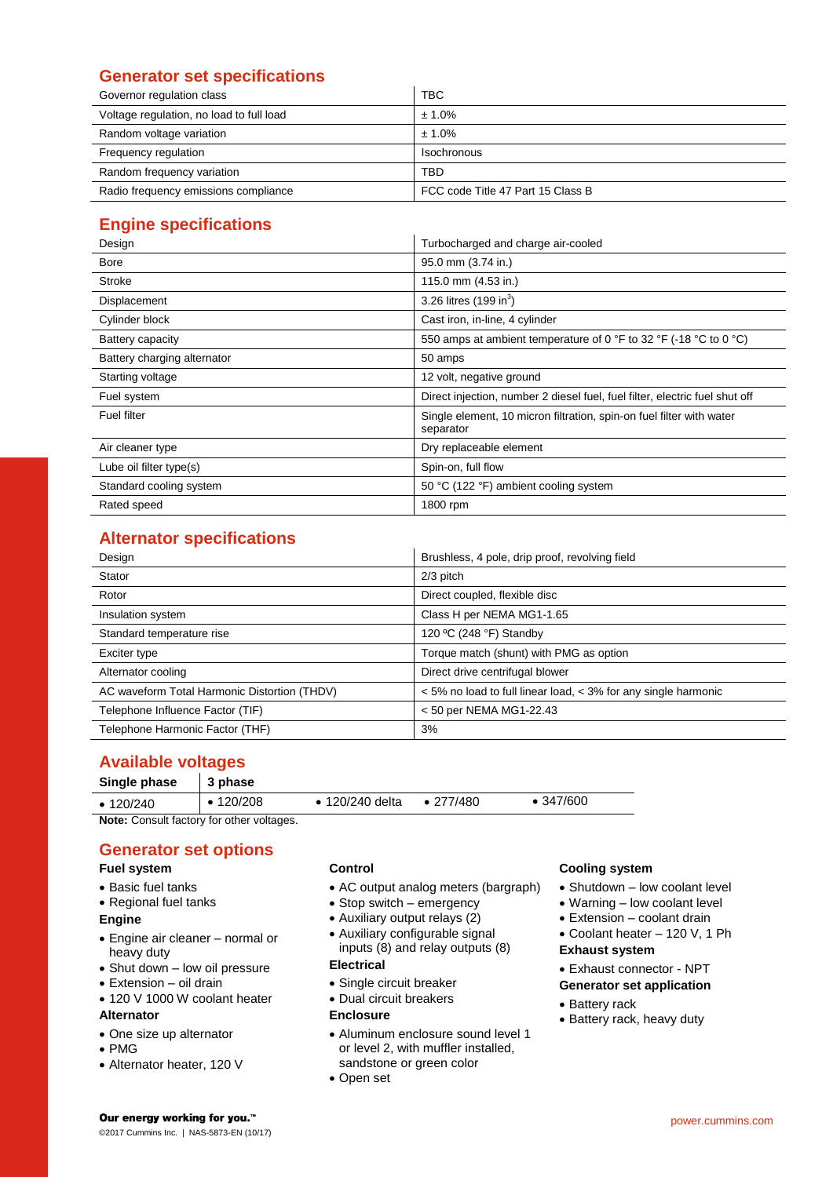## Generator set specifications

| | |
|---|---|
| Governor regulation class | TBC |
| Voltage regulation, no load to full load | ± 1.0% |
| Random voltage variation | ± 1.0% |
| Frequency regulation | Isochronous |
| Random frequency variation | TBD |
| Radio frequency emissions compliance | FCC code Title 47 Part 15 Class B |

## Engine specifications

| | |
|---|---|
| Design | Turbocharged and charge air-cooled |
| Bore | 95.0 mm (3.74 in.) |
| Stroke | 115.0 mm (4.53 in.) |
| Displacement | 3.26 litres (199 $in^3$) |
| Cylinder block | Cast iron, in-line, 4 cylinder |
| Battery capacity | 550 amps at ambient temperature of 0 °F to 32 °F (-18 °C to 0 °C) |
| Battery charging alternator | 50 amps |
| Starting voltage | 12 volt, negative ground |
| Fuel system | Direct injection, number 2 diesel fuel, fuel filter, electric fuel shut off |
| Fuel filter | Single element, 10 micron filtration, spin-on fuel filter with water separator |
| Air cleaner type | Dry replaceable element |
| Lube oil filter type(s) | Spin-on, full flow |
| Standard cooling system | 50 °C (122 °F) ambient cooling system |
| Rated speed | 1800 rpm |

## Alternator specifications

| | |
|---|---|
| Design | Brushless, 4 pole, drip proof, revolving field |
| Stator | 2/3 pitch |
| Rotor | Direct coupled, flexible disc |
| Insulation system | Class H per NEMA MG1-1.65 |
| Standard temperature rise | 120 ºC (248 °F) Standby |
| Exciter type | Torque match (shunt) with PMG as option |
| Alternator cooling | Direct drive centrifugal blower |
| AC waveform Total Harmonic Distortion (THDV) | < 5% no load to full linear load, < 3% for any single harmonic |
| Telephone Influence Factor (TIF) | < 50 per NEMA MG1-22.43 |
| Telephone Harmonic Factor (THF) | 3% |

## Available voltages

| Single phase | 3 phase | | | |
|---|---|---|---|---|
| • 120/240 | • 120/208 | • 120/240 delta | • 277/480 | • 347/600 |

**Note:** Consult factory for other voltages.

## Generator set options

### Fuel system
- Basic fuel tanks
- Regional fuel tanks

### Engine
- Engine air cleaner – normal or heavy duty
- Shut down – low oil pressure
- Extension – oil drain
- 120 V 1000 W coolant heater

### Alternator
- One size up alternator
- PMG
- Alternator heater, 120 V

### Control
- AC output analog meters (bargraph)
- Stop switch – emergency
- Auxiliary output relays (2)
- Auxiliary configurable signal inputs (8) and relay outputs (8)

### Electrical
- Single circuit breaker
- Dual circuit breakers

### Enclosure
- Aluminum enclosure sound level 1 or level 2, with muffler installed, sandstone or green color
- Open set

### Cooling system
- Shutdown – low coolant level
- Warning – low coolant level
- Extension – coolant drain
- Coolant heater – 120 V, 1 Ph

### Exhaust system
- Exhaust connector - NPT

### Generator set application
- Battery rack
- Battery rack, heavy duty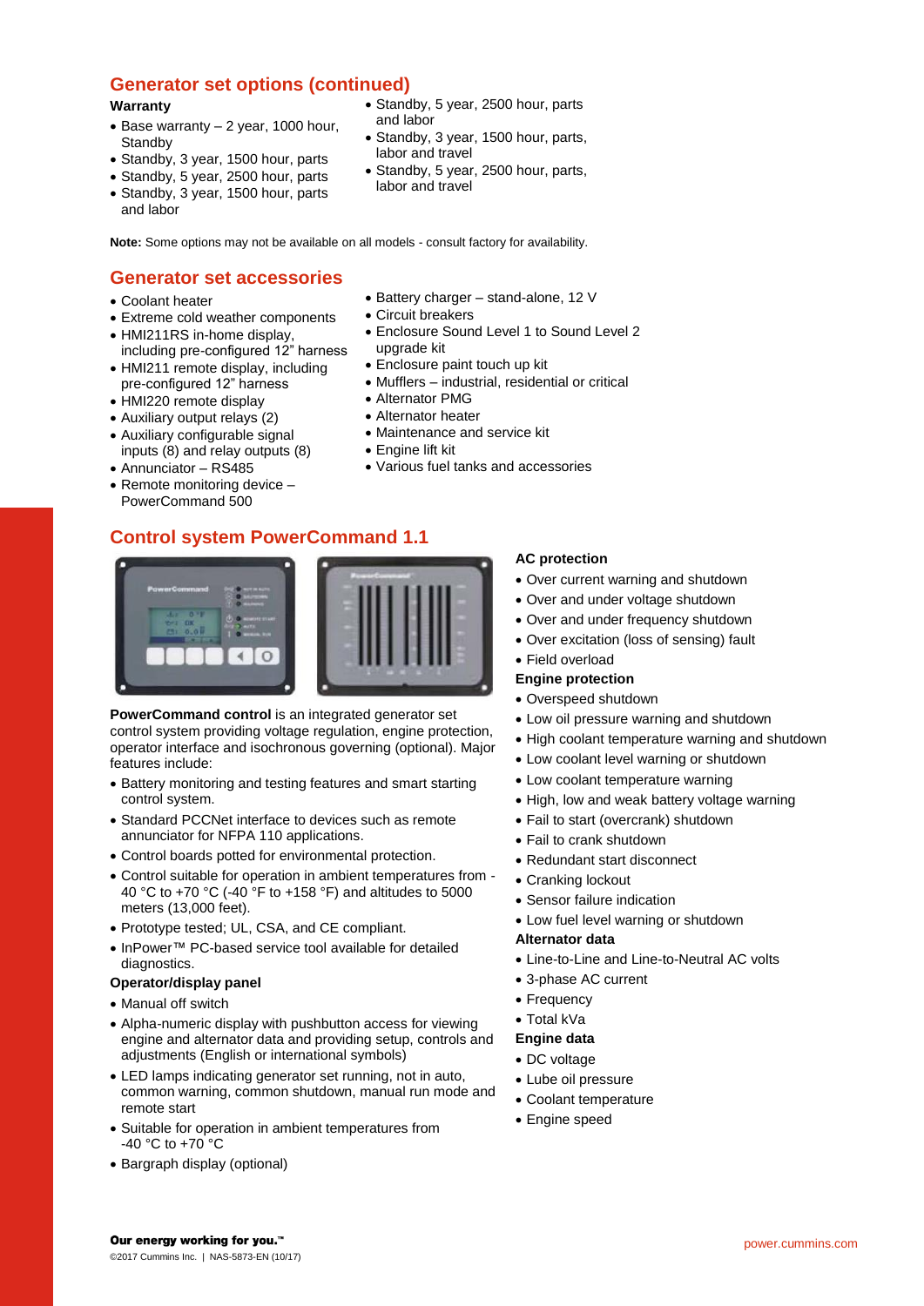## Generator set options (continued)

**Warranty**

- Base warranty – 2 year, 1000 hour, Standby
- Standby, 3 year, 1500 hour, parts
- Standby, 5 year, 2500 hour, parts
- Standby, 3 year, 1500 hour, parts and labor
- Standby, 5 year, 2500 hour, parts and labor
- Standby, 3 year, 1500 hour, parts, labor and travel
- Standby, 5 year, 2500 hour, parts, labor and travel

**Note:** Some options may not be available on all models - consult factory for availability.

## Generator set accessories

- Coolant heater
- Extreme cold weather components
- HMI211RS in-home display, including pre-configured 12" harness
- HMI211 remote display, including pre-configured 12" harness
- HMI220 remote display
- Auxiliary output relays (2)
- Auxiliary configurable signal inputs (8) and relay outputs (8)
- Annunciator – RS485
- Remote monitoring device – PowerCommand 500
- Battery charger – stand-alone, 12 V
- Circuit breakers
- Enclosure Sound Level 1 to Sound Level 2 upgrade kit
- Enclosure paint touch up kit
- Mufflers – industrial, residential or critical
- Alternator PMG
- Alternator heater
- Maintenance and service kit
- Engine lift kit
- Various fuel tanks and accessories

## Control system PowerCommand 1.1

**PowerCommand control** is an integrated generator set control system providing voltage regulation, engine protection, operator interface and isochronous governing (optional). Major features include:

- Battery monitoring and testing features and smart starting control system.
- Standard PCCNet interface to devices such as remote annunciator for NFPA 110 applications.
- Control boards potted for environmental protection.
- Control suitable for operation in ambient temperatures from -40 °C to +70 °C (-40 °F to +158 °F) and altitudes to 5000 meters (13,000 feet).
- Prototype tested; UL, CSA, and CE compliant.
- InPower™ PC-based service tool available for detailed diagnostics.

**Operator/display panel**

- Manual off switch
- Alpha-numeric display with pushbutton access for viewing engine and alternator data and providing setup, controls and adjustments (English or international symbols)
- LED lamps indicating generator set running, not in auto, common warning, common shutdown, manual run mode and remote start
- Suitable for operation in ambient temperatures from -40 °C to +70 °C
- Bargraph display (optional)

**AC protection**

- Over current warning and shutdown
- Over and under voltage shutdown
- Over and under frequency shutdown
- Over excitation (loss of sensing) fault
- Field overload

**Engine protection**

- Overspeed shutdown
- Low oil pressure warning and shutdown
- High coolant temperature warning and shutdown
- Low coolant level warning or shutdown
- Low coolant temperature warning
- High, low and weak battery voltage warning
- Fail to start (overcrank) shutdown
- Fail to crank shutdown
- Redundant start disconnect
- Cranking lockout
- Sensor failure indication
- Low fuel level warning or shutdown

**Alternator data**

- Line-to-Line and Line-to-Neutral AC volts
- 3-phase AC current
- Frequency
- Total kVa

**Engine data**

- DC voltage
- Lube oil pressure
- Coolant temperature
- Engine speed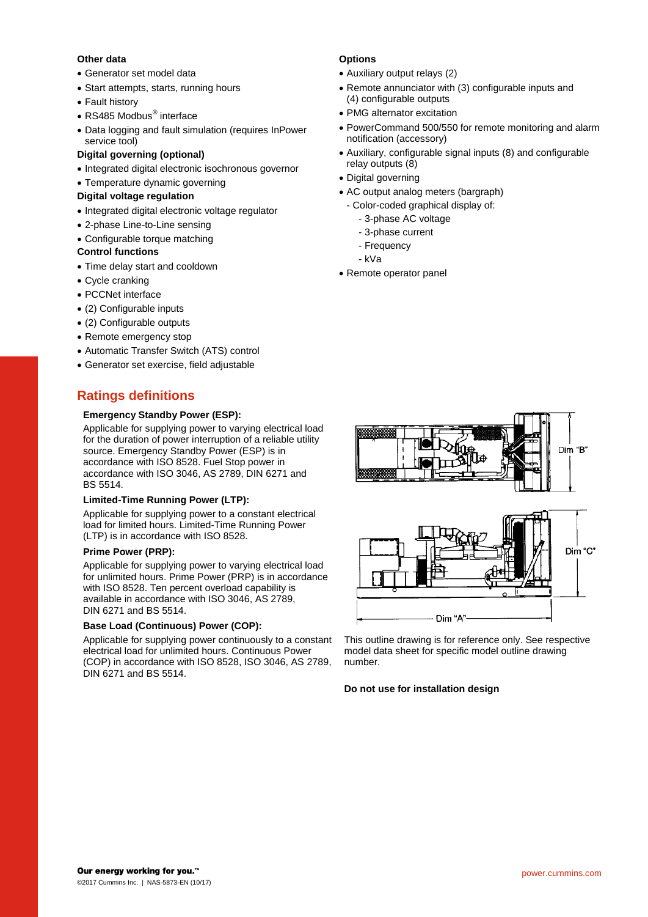**Other data**

- Generator set model data
- Start attempts, starts, running hours
- Fault history
- RS485 Modbus® interface
- Data logging and fault simulation (requires InPower service tool)

**Digital governing (optional)**

- Integrated digital electronic isochronous governor
- Temperature dynamic governing

**Digital voltage regulation**

- Integrated digital electronic voltage regulator
- 2-phase Line-to-Line sensing
- Configurable torque matching

**Control functions**

- Time delay start and cooldown
- Cycle cranking
- PCCNet interface
- (2) Configurable inputs
- (2) Configurable outputs
- Remote emergency stop
- Automatic Transfer Switch (ATS) control
- Generator set exercise, field adjustable

**Options**

- Auxiliary output relays (2)
- Remote annunciator with (3) configurable inputs and (4) configurable outputs
- PMG alternator excitation
- PowerCommand 500/550 for remote monitoring and alarm notification (accessory)
- Auxiliary, configurable signal inputs (8) and configurable relay outputs (8)
- Digital governing
- AC output analog meters (bargraph)
  - Color-coded graphical display of:
    - 3-phase AC voltage
    - 3-phase current
    - Frequency
    - kVa
- Remote operator panel

## Ratings definitions

**Emergency Standby Power (ESP):**

Applicable for supplying power to varying electrical load for the duration of power interruption of a reliable utility source. Emergency Standby Power (ESP) is in accordance with ISO 8528. Fuel Stop power in accordance with ISO 3046, AS 2789, DIN 6271 and BS 5514.

**Limited-Time Running Power (LTP):**

Applicable for supplying power to a constant electrical load for limited hours. Limited-Time Running Power (LTP) is in accordance with ISO 8528.

**Prime Power (PRP):**

Applicable for supplying power to varying electrical load for unlimited hours. Prime Power (PRP) is in accordance with ISO 8528. Ten percent overload capability is available in accordance with ISO 3046, AS 2789, DIN 6271 and BS 5514.

**Base Load (Continuous) Power (COP):**

Applicable for supplying power continuously to a constant electrical load for unlimited hours. Continuous Power (COP) in accordance with ISO 8528, ISO 3046, AS 2789, DIN 6271 and BS 5514.

Dim "B"

Dim "C"

Dim "A"

This outline drawing is for reference only. See respective model data sheet for specific model outline drawing number.

**Do not use for installation design**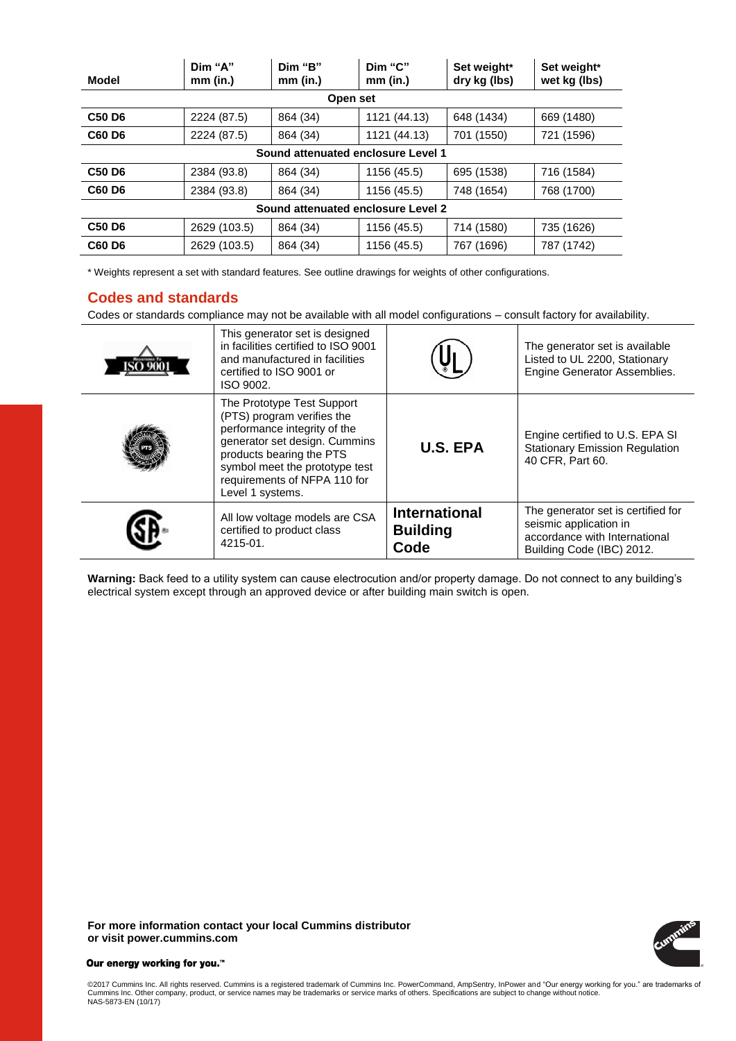| Model | Dim "A" mm (in.) | Dim "B" mm (in.) | Dim "C" mm (in.) | Set weight* dry kg (lbs) | Set weight* wet kg (lbs) |
|---|---|---|---|---|---|
| Open set | | | | | |
| C50 D6 | 2224 (87.5) | 864 (34) | 1121 (44.13) | 648 (1434) | 669 (1480) |
| C60 D6 | 2224 (87.5) | 864 (34) | 1121 (44.13) | 701 (1550) | 721 (1596) |
| Sound attenuated enclosure Level 1 | | | | | |
| C50 D6 | 2384 (93.8) | 864 (34) | 1156 (45.5) | 695 (1538) | 716 (1584) |
| C60 D6 | 2384 (93.8) | 864 (34) | 1156 (45.5) | 748 (1654) | 768 (1700) |
| Sound attenuated enclosure Level 2 | | | | | |
| C50 D6 | 2629 (103.5) | 864 (34) | 1156 (45.5) | 714 (1580) | 735 (1626) |
| C60 D6 | 2629 (103.5) | 864 (34) | 1156 (45.5) | 767 (1696) | 787 (1742) |

* Weights represent a set with standard features. See outline drawings for weights of other configurations.

## Codes and standards

Codes or standards compliance may not be available with all model configurations – consult factory for availability.

| | | | |
|---|---|---|---|
| ISO 9001 | This generator set is designed in facilities certified to ISO 9001 and manufactured in facilities certified to ISO 9001 or ISO 9002. | UL | The generator set is available Listed to UL 2200, Stationary Engine Generator Assemblies. |
| PTS | The Prototype Test Support (PTS) program verifies the performance integrity of the generator set design. Cummins products bearing the PTS symbol meet the prototype test requirements of NFPA 110 for Level 1 systems. | **U.S. EPA** | Engine certified to U.S. EPA SI Stationary Emission Regulation 40 CFR, Part 60. |
| SP | All low voltage models are CSA certified to product class 4215-01. | **International Building Code** | The generator set is certified for seismic application in accordance with International Building Code (IBC) 2012. |

**Warning:** Back feed to a utility system can cause electrocution and/or property damage. Do not connect to any building's electrical system except through an approved device or after building main switch is open.

**For more information contact your local Cummins distributor or visit power.cummins.com**

**Our energy working for you.™**

©2017 Cummins Inc. All rights reserved. Cummins is a registered trademark of Cummins Inc. PowerCommand, AmpSentry, InPower and "Our energy working for you." are trademarks of Cummins Inc. Other company, product, or service names may be trademarks or service marks of others. Specifications are subject to change without notice.
NAS-5873-EN (10/17)